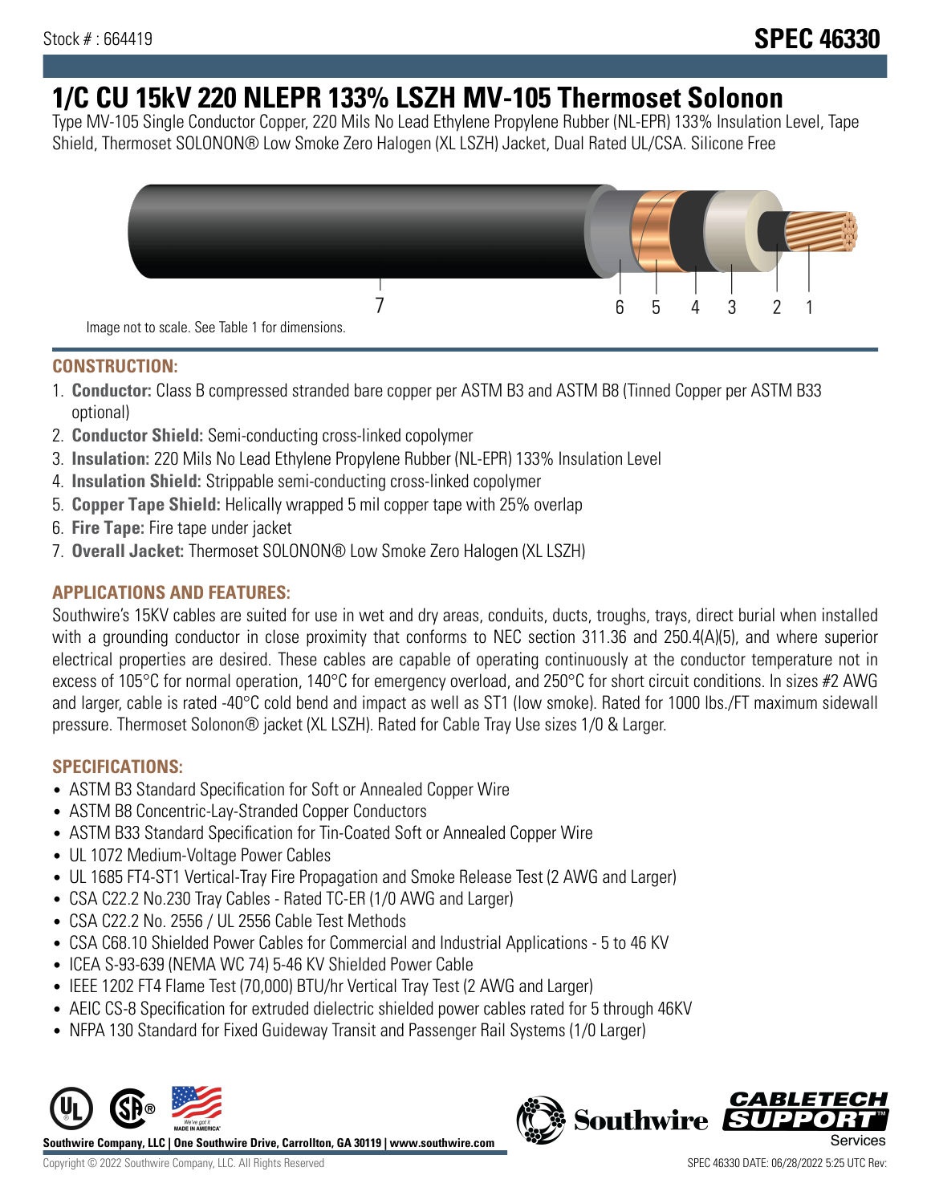Stock # : 664419

# SPEC 46330

# 1/C CU 15kV 220 NLEPR 133% LSZH MV-105 Thermoset Solonon

Type MV-105 Single Conductor Copper, 220 Mils No Lead Ethylene Propylene Rubber (NL-EPR) 133% Insulation Level, Tape Shield, Thermoset SOLONON® Low Smoke Zero Halogen (XL LSZH) Jacket, Dual Rated UL/CSA. Silicone Free

7 6 5 4 3 2 1

Image not to scale. See Table 1 for dimensions.

## CONSTRUCTION:

1. **Conductor:** Class B compressed stranded bare copper per ASTM B3 and ASTM B8 (Tinned Copper per ASTM B33 optional)
2. **Conductor Shield:** Semi-conducting cross-linked copolymer
3. **Insulation:** 220 Mils No Lead Ethylene Propylene Rubber (NL-EPR) 133% Insulation Level
4. **Insulation Shield:** Strippable semi-conducting cross-linked copolymer
5. **Copper Tape Shield:** Helically wrapped 5 mil copper tape with 25% overlap
6. **Fire Tape:** Fire tape under jacket
7. **Overall Jacket:** Thermoset SOLONON® Low Smoke Zero Halogen (XL LSZH)

## APPLICATIONS AND FEATURES:

Southwire's 15KV cables are suited for use in wet and dry areas, conduits, ducts, troughs, trays, direct burial when installed with a grounding conductor in close proximity that conforms to NEC section 311.36 and 250.4(A)(5), and where superior electrical properties are desired. These cables are capable of operating continuously at the conductor temperature not in excess of 105°C for normal operation, 140°C for emergency overload, and 250°C for short circuit conditions. In sizes #2 AWG and larger, cable is rated -40°C cold bend and impact as well as ST1 (low smoke). Rated for 1000 lbs./FT maximum sidewall pressure. Thermoset Solonon® jacket (XL LSZH). Rated for Cable Tray Use sizes 1/0 & Larger.

## SPECIFICATIONS:

- ASTM B3 Standard Specification for Soft or Annealed Copper Wire
- ASTM B8 Concentric-Lay-Stranded Copper Conductors
- ASTM B33 Standard Specification for Tin-Coated Soft or Annealed Copper Wire
- UL 1072 Medium-Voltage Power Cables
- UL 1685 FT4-ST1 Vertical-Tray Fire Propagation and Smoke Release Test (2 AWG and Larger)
- CSA C22.2 No.230 Tray Cables - Rated TC-ER (1/0 AWG and Larger)
- CSA C22.2 No. 2556 / UL 2556 Cable Test Methods
- CSA C68.10 Shielded Power Cables for Commercial and Industrial Applications - 5 to 46 KV
- ICEA S-93-639 (NEMA WC 74) 5-46 KV Shielded Power Cable
- IEEE 1202 FT4 Flame Test (70,000) BTU/hr Vertical Tray Test (2 AWG and Larger)
- AEIC CS-8 Specification for extruded dielectric shielded power cables rated for 5 through 46KV
- NFPA 130 Standard for Fixed Guideway Transit and Passenger Rail Systems (1/0 Larger)

**Southwire Company, LLC | One Southwire Drive, Carrollton, GA 30119 | www.southwire.com**

Copyright © 2022 Southwire Company, LLC. All Rights Reserved

SPEC 46330 DATE: 06/28/2022 5:25 UTC Rev: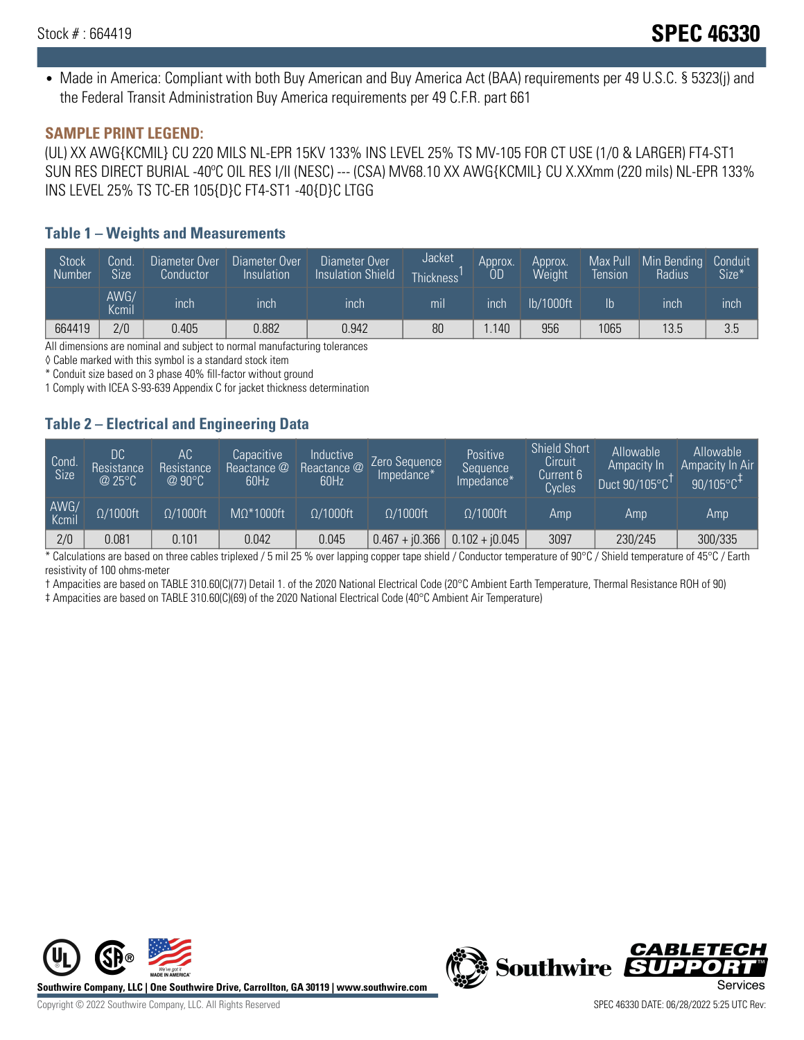Stock # : 664419

# SPEC 46330

- Made in America: Compliant with both Buy American and Buy America Act (BAA) requirements per 49 U.S.C. § 5323(j) and the Federal Transit Administration Buy America requirements per 49 C.F.R. part 661

**SAMPLE PRINT LEGEND:**

(UL) XX AWG{KCMIL} CU 220 MILS NL-EPR 15KV 133% INS LEVEL 25% TS MV-105 FOR CT USE (1/0 & LARGER) FT4-ST1 SUN RES DIRECT BURIAL -40ºC OIL RES I/II (NESC) --- (CSA) MV68.10 XX AWG{KCMIL} CU X.XXmm (220 mils) NL-EPR 133% INS LEVEL 25% TS TC-ER 105{D}C FT4-ST1 -40{D}C LTGG

## Table 1 – Weights and Measurements

| Stock Number | Cond. Size | Diameter Over Conductor | Diameter Over Insulation | Diameter Over Insulation Shield | Jacket Thickness[1] | Approx. OD | Approx. Weight | Max Pull Tension | Min Bending Radius | Conduit Size* |
|---|---|---|---|---|---|---|---|---|---|---|
| | AWG/ Kcmil | inch | inch | inch | mil | inch | lb/1000ft | lb | inch | inch |
| 664419 | 2/0 | 0.405 | 0.882 | 0.942 | 80 | 1.140 | 956 | 1065 | 13.5 | 3.5 |

All dimensions are nominal and subject to normal manufacturing tolerances

◊ Cable marked with this symbol is a standard stock item

* Conduit size based on 3 phase 40% fill-factor without ground

1 Comply with ICEA S-93-639 Appendix C for jacket thickness determination

## Table 2 – Electrical and Engineering Data

| Cond. Size | DC Resistance @ 25°C | AC Resistance @ 90°C | Capacitive Reactance @ 60Hz | Inductive Reactance @ 60Hz | Zero Sequence Impedance* | Positive Sequence Impedance* | Shield Short Circuit Current 6 Cycles | Allowable Ampacity In Duct 90/105°C† | Allowable Ampacity In Air 90/105°C‡ |
|---|---|---|---|---|---|---|---|---|---|
| AWG/ Kcmil | Ω/1000ft | Ω/1000ft | MΩ*1000ft | Ω/1000ft | Ω/1000ft | Ω/1000ft | Amp | Amp | Amp |
| 2/0 | 0.081 | 0.101 | 0.042 | 0.045 | 0.467 + j0.366 | 0.102 + j0.045 | 3097 | 230/245 | 300/335 |

* Calculations are based on three cables triplexed / 5 mil 25 % over lapping copper tape shield / Conductor temperature of 90°C / Shield temperature of 45°C / Earth resistivity of 100 ohms-meter

† Ampacities are based on TABLE 310.60(C)(77) Detail 1. of the 2020 National Electrical Code (20°C Ambient Earth Temperature, Thermal Resistance ROH of 90)

‡ Ampacities are based on TABLE 310.60(C)(69) of the 2020 National Electrical Code (40°C Ambient Air Temperature)

Southwire Company, LLC | One Southwire Drive, Carrollton, GA 30119 | www.southwire.com

Copyright © 2022 Southwire Company, LLC. All Rights Reserved

SPEC 46330 DATE: 06/28/2022 5:25 UTC Rev: